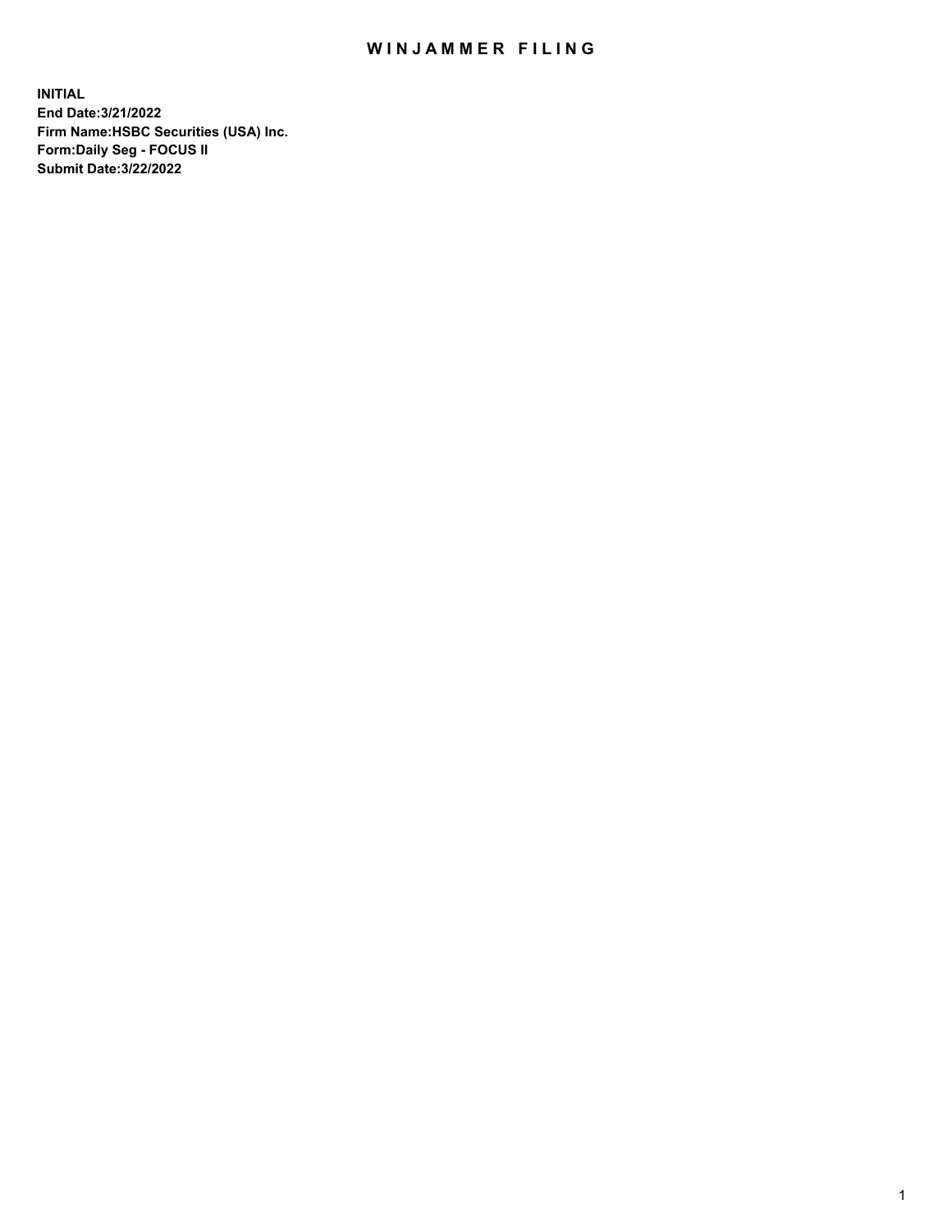# WINJAMMER FILING

**INITIAL**
**End Date:3/21/2022**
**Firm Name:HSBC Securities (USA) Inc.**
**Form:Daily Seg - FOCUS II**
**Submit Date:3/22/2022**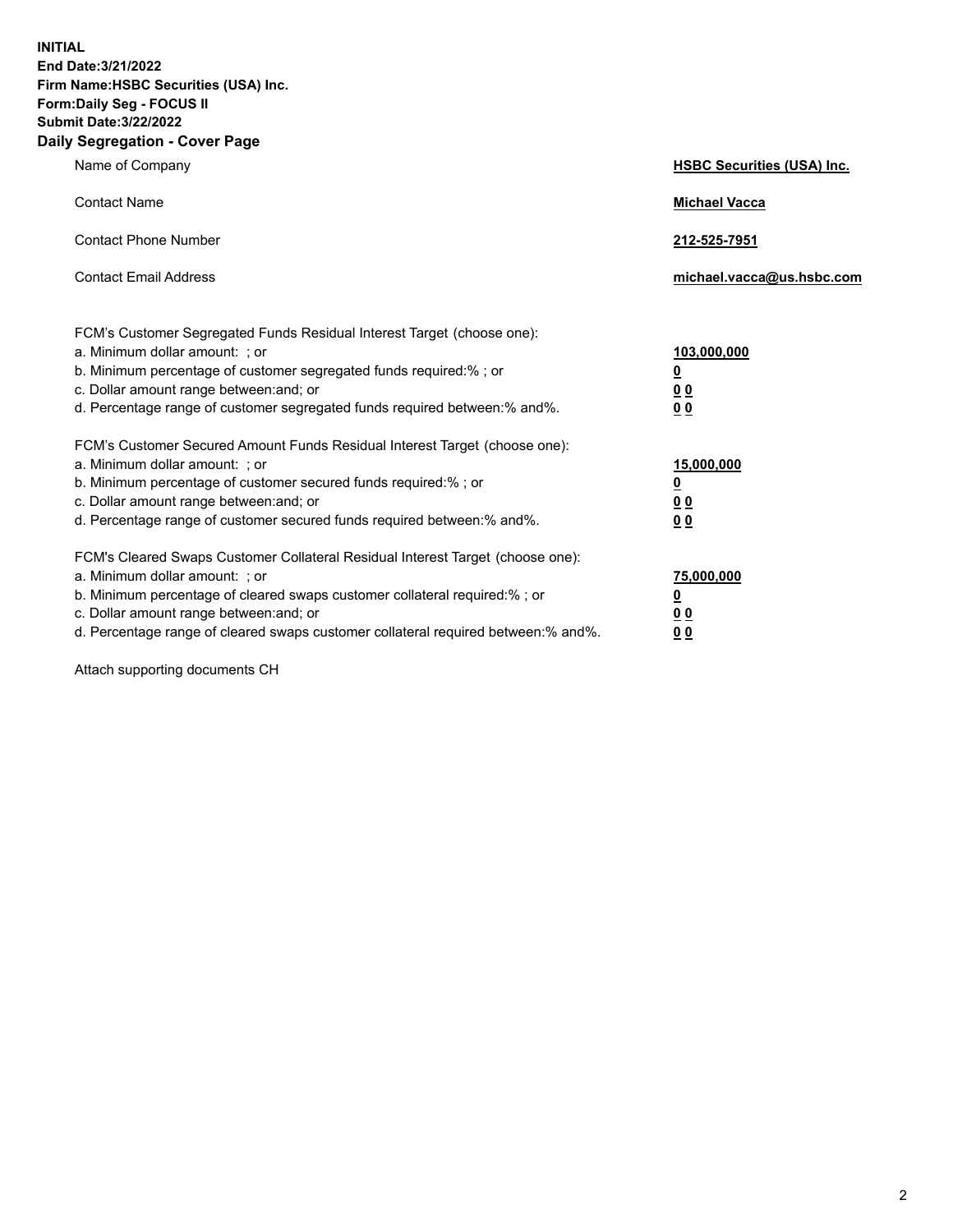**INITIAL**
**End Date:3/21/2022**
**Firm Name:HSBC Securities (USA) Inc.**
**Form:Daily Seg - FOCUS II**
**Submit Date:3/22/2022**

## Daily Segregation - Cover Page

| | |
|---|---|
| Name of Company | **HSBC Securities (USA) Inc.** |
| Contact Name | **Michael Vacca** |
| Contact Phone Number | **212-525-7951** |
| Contact Email Address | **michael.vacca@us.hsbc.com** |

| | |
|---|---|
| FCM's Customer Segregated Funds Residual Interest Target (choose one): | |
| a. Minimum dollar amount: ; or | **103,000,000** |
| b. Minimum percentage of customer segregated funds required:% ; or | **0** |
| c. Dollar amount range between:and; or | **0 0** |
| d. Percentage range of customer segregated funds required between:% and%. | **0 0** |
| FCM's Customer Secured Amount Funds Residual Interest Target (choose one): | |
| a. Minimum dollar amount: ; or | **15,000,000** |
| b. Minimum percentage of customer secured funds required:% ; or | **0** |
| c. Dollar amount range between:and; or | **0 0** |
| d. Percentage range of customer secured funds required between:% and%. | **0 0** |
| FCM's Cleared Swaps Customer Collateral Residual Interest Target (choose one): | |
| a. Minimum dollar amount: ; or | **75,000,000** |
| b. Minimum percentage of cleared swaps customer collateral required:% ; or | **0** |
| c. Dollar amount range between:and; or | **0 0** |
| d. Percentage range of cleared swaps customer collateral required between:% and%. | **0 0** |

Attach supporting documents CH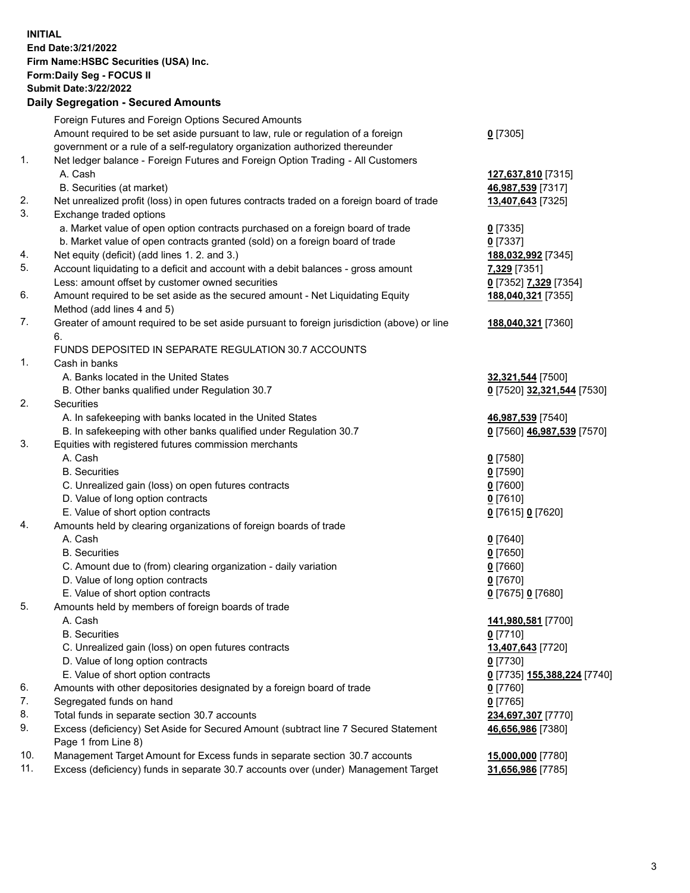**INITIAL**
**End Date:3/21/2022**
**Firm Name:HSBC Securities (USA) Inc.**
**Form:Daily Seg - FOCUS II**
**Submit Date:3/22/2022**

### Daily Segregation - Secured Amounts

| | | |
|---|---|---|
| | Foreign Futures and Foreign Options Secured Amounts | |
| | Amount required to be set aside pursuant to law, rule or regulation of a foreign government or a rule of a self-regulatory organization authorized thereunder | **0** [7305] |
| 1. | Net ledger balance - Foreign Futures and Foreign Option Trading - All Customers | |
| | A. Cash | **127,637,810** [7315] |
| | B. Securities (at market) | **46,987,539** [7317] |
| 2. | Net unrealized profit (loss) in open futures contracts traded on a foreign board of trade | **13,407,643** [7325] |
| 3. | Exchange traded options | |
| | a. Market value of open option contracts purchased on a foreign board of trade | **0** [7335] |
| | b. Market value of open contracts granted (sold) on a foreign board of trade | **0** [7337] |
| 4. | Net equity (deficit) (add lines 1. 2. and 3.) | **188,032,992** [7345] |
| 5. | Account liquidating to a deficit and account with a debit balances - gross amount | **7,329** [7351] |
| | Less: amount offset by customer owned securities | **0** [7352] **7,329** [7354] |
| 6. | Amount required to be set aside as the secured amount - Net Liquidating Equity Method (add lines 4 and 5) | **188,040,321** [7355] |
| 7. | Greater of amount required to be set aside pursuant to foreign jurisdiction (above) or line 6. | **188,040,321** [7360] |
| | FUNDS DEPOSITED IN SEPARATE REGULATION 30.7 ACCOUNTS | |
| 1. | Cash in banks | |
| | A. Banks located in the United States | **32,321,544** [7500] |
| | B. Other banks qualified under Regulation 30.7 | **0** [7520] **32,321,544** [7530] |
| 2. | Securities | |
| | A. In safekeeping with banks located in the United States | **46,987,539** [7540] |
| | B. In safekeeping with other banks qualified under Regulation 30.7 | **0** [7560] **46,987,539** [7570] |
| 3. | Equities with registered futures commission merchants | |
| | A. Cash | **0** [7580] |
| | B. Securities | **0** [7590] |
| | C. Unrealized gain (loss) on open futures contracts | **0** [7600] |
| | D. Value of long option contracts | **0** [7610] |
| | E. Value of short option contracts | **0** [7615] **0** [7620] |
| 4. | Amounts held by clearing organizations of foreign boards of trade | |
| | A. Cash | **0** [7640] |
| | B. Securities | **0** [7650] |
| | C. Amount due to (from) clearing organization - daily variation | **0** [7660] |
| | D. Value of long option contracts | **0** [7670] |
| | E. Value of short option contracts | **0** [7675] **0** [7680] |
| 5. | Amounts held by members of foreign boards of trade | |
| | A. Cash | **141,980,581** [7700] |
| | B. Securities | **0** [7710] |
| | C. Unrealized gain (loss) on open futures contracts | **13,407,643** [7720] |
| | D. Value of long option contracts | **0** [7730] |
| | E. Value of short option contracts | **0** [7735] **155,388,224** [7740] |
| 6. | Amounts with other depositories designated by a foreign board of trade | **0** [7760] |
| 7. | Segregated funds on hand | **0** [7765] |
| 8. | Total funds in separate section 30.7 accounts | **234,697,307** [7770] |
| 9. | Excess (deficiency) Set Aside for Secured Amount (subtract line 7 Secured Statement Page 1 from Line 8) | **46,656,986** [7380] |
| 10. | Management Target Amount for Excess funds in separate section 30.7 accounts | **15,000,000** [7780] |
| 11. | Excess (deficiency) funds in separate 30.7 accounts over (under) Management Target | **31,656,986** [7785] |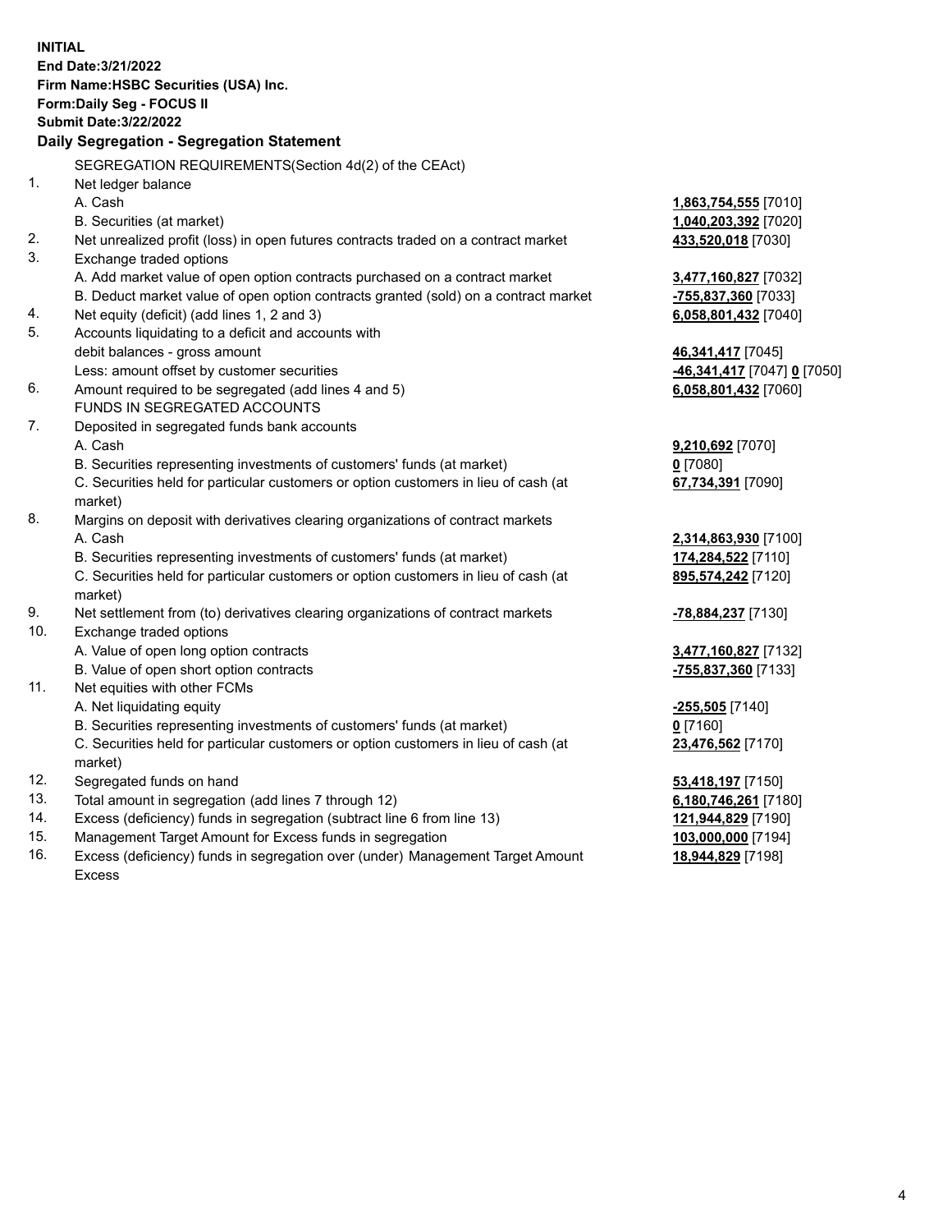**INITIAL**
**End Date:3/21/2022**
**Firm Name:HSBC Securities (USA) Inc.**
**Form:Daily Seg - FOCUS II**
**Submit Date:3/22/2022**

## Daily Segregation - Segregation Statement

| | | |
|---|---|---|
| | SEGREGATION REQUIREMENTS(Section 4d(2) of the CEAct) | |
| 1. | Net ledger balance | |
| | A. Cash | **1,863,754,555** [7010] |
| | B. Securities (at market) | **1,040,203,392** [7020] |
| 2. | Net unrealized profit (loss) in open futures contracts traded on a contract market | **433,520,018** [7030] |
| 3. | Exchange traded options | |
| | A. Add market value of open option contracts purchased on a contract market | **3,477,160,827** [7032] |
| | B. Deduct market value of open option contracts granted (sold) on a contract market | **-755,837,360** [7033] |
| 4. | Net equity (deficit) (add lines 1, 2 and 3) | **6,058,801,432** [7040] |
| 5. | Accounts liquidating to a deficit and accounts with debit balances - gross amount | **46,341,417** [7045] |
| | Less: amount offset by customer securities | **-46,341,417** [7047] **0** [7050] |
| 6. | Amount required to be segregated (add lines 4 and 5) | **6,058,801,432** [7060] |
| | FUNDS IN SEGREGATED ACCOUNTS | |
| 7. | Deposited in segregated funds bank accounts | |
| | A. Cash | **9,210,692** [7070] |
| | B. Securities representing investments of customers' funds (at market) | **0** [7080] |
| | C. Securities held for particular customers or option customers in lieu of cash (at market) | **67,734,391** [7090] |
| 8. | Margins on deposit with derivatives clearing organizations of contract markets | |
| | A. Cash | **2,314,863,930** [7100] |
| | B. Securities representing investments of customers' funds (at market) | **174,284,522** [7110] |
| | C. Securities held for particular customers or option customers in lieu of cash (at market) | **895,574,242** [7120] |
| 9. | Net settlement from (to) derivatives clearing organizations of contract markets | **-78,884,237** [7130] |
| 10. | Exchange traded options | |
| | A. Value of open long option contracts | **3,477,160,827** [7132] |
| | B. Value of open short option contracts | **-755,837,360** [7133] |
| 11. | Net equities with other FCMs | |
| | A. Net liquidating equity | **-255,505** [7140] |
| | B. Securities representing investments of customers' funds (at market) | **0** [7160] |
| | C. Securities held for particular customers or option customers in lieu of cash (at market) | **23,476,562** [7170] |
| 12. | Segregated funds on hand | **53,418,197** [7150] |
| 13. | Total amount in segregation (add lines 7 through 12) | **6,180,746,261** [7180] |
| 14. | Excess (deficiency) funds in segregation (subtract line 6 from line 13) | **121,944,829** [7190] |
| 15. | Management Target Amount for Excess funds in segregation | **103,000,000** [7194] |
| 16. | Excess (deficiency) funds in segregation over (under) Management Target Amount Excess | **18,944,829** [7198] |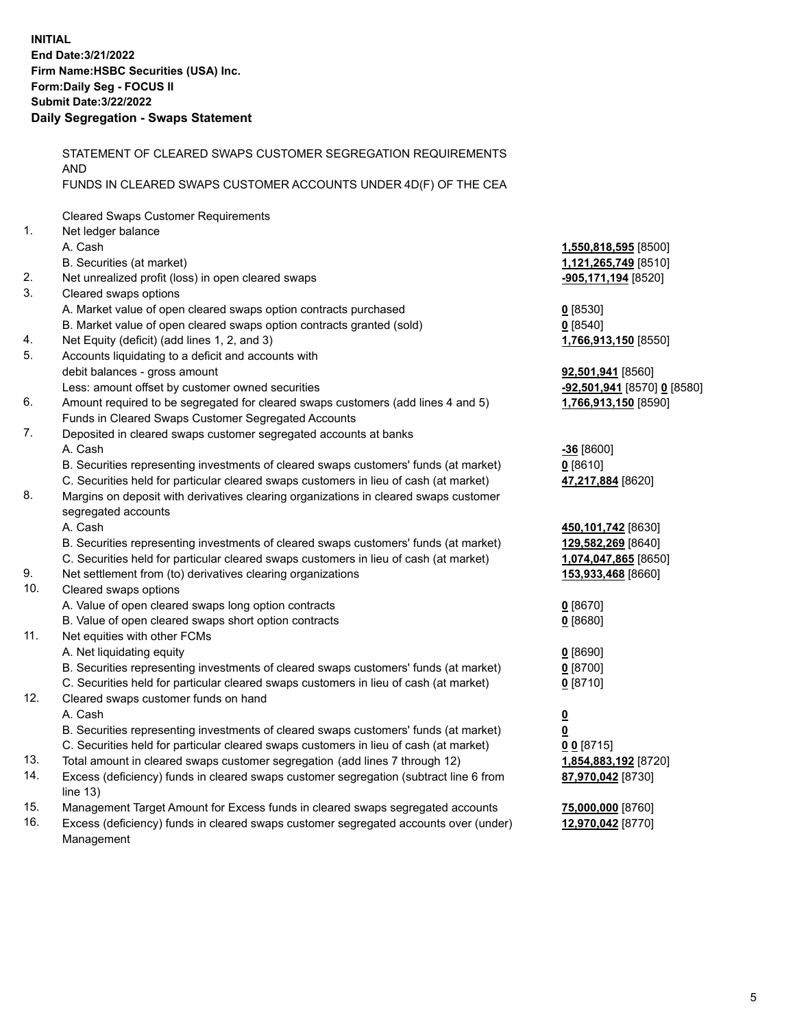**INITIAL**
**End Date:3/21/2022**
**Firm Name:HSBC Securities (USA) Inc.**
**Form:Daily Seg - FOCUS II**
**Submit Date:3/22/2022**
**Daily Segregation - Swaps Statement**

STATEMENT OF CLEARED SWAPS CUSTOMER SEGREGATION REQUIREMENTS AND
FUNDS IN CLEARED SWAPS CUSTOMER ACCOUNTS UNDER 4D(F) OF THE CEA

| | | |
|---|---|---|
| | Cleared Swaps Customer Requirements | |
| 1. | Net ledger balance | |
| | A. Cash | **1,550,818,595** [8500] |
| | B. Securities (at market) | **1,121,265,749** [8510] |
| 2. | Net unrealized profit (loss) in open cleared swaps | **-905,171,194** [8520] |
| 3. | Cleared swaps options | |
| | A. Market value of open cleared swaps option contracts purchased | **0** [8530] |
| | B. Market value of open cleared swaps option contracts granted (sold) | **0** [8540] |
| 4. | Net Equity (deficit) (add lines 1, 2, and 3) | **1,766,913,150** [8550] |
| 5. | Accounts liquidating to a deficit and accounts with | |
| | debit balances - gross amount | **92,501,941** [8560] |
| | Less: amount offset by customer owned securities | **-92,501,941** [8570] **0** [8580] |
| 6. | Amount required to be segregated for cleared swaps customers (add lines 4 and 5) | **1,766,913,150** [8590] |
| | Funds in Cleared Swaps Customer Segregated Accounts | |
| 7. | Deposited in cleared swaps customer segregated accounts at banks | |
| | A. Cash | **-36** [8600] |
| | B. Securities representing investments of cleared swaps customers' funds (at market) | **0** [8610] |
| | C. Securities held for particular cleared swaps customers in lieu of cash (at market) | **47,217,884** [8620] |
| 8. | Margins on deposit with derivatives clearing organizations in cleared swaps customer segregated accounts | |
| | A. Cash | **450,101,742** [8630] |
| | B. Securities representing investments of cleared swaps customers' funds (at market) | **129,582,269** [8640] |
| | C. Securities held for particular cleared swaps customers in lieu of cash (at market) | **1,074,047,865** [8650] |
| 9. | Net settlement from (to) derivatives clearing organizations | **153,933,468** [8660] |
| 10. | Cleared swaps options | |
| | A. Value of open cleared swaps long option contracts | **0** [8670] |
| | B. Value of open cleared swaps short option contracts | **0** [8680] |
| 11. | Net equities with other FCMs | |
| | A. Net liquidating equity | **0** [8690] |
| | B. Securities representing investments of cleared swaps customers' funds (at market) | **0** [8700] |
| | C. Securities held for particular cleared swaps customers in lieu of cash (at market) | **0** [8710] |
| 12. | Cleared swaps customer funds on hand | |
| | A. Cash | **0** |
| | B. Securities representing investments of cleared swaps customers' funds (at market) | **0** |
| | C. Securities held for particular cleared swaps customers in lieu of cash (at market) | **0** **0** [8715] |
| 13. | Total amount in cleared swaps customer segregation (add lines 7 through 12) | **1,854,883,192** [8720] |
| 14. | Excess (deficiency) funds in cleared swaps customer segregation (subtract line 6 from line 13) | **87,970,042** [8730] |
| 15. | Management Target Amount for Excess funds in cleared swaps segregated accounts | **75,000,000** [8760] |
| 16. | Excess (deficiency) funds in cleared swaps customer segregated accounts over (under) Management | **12,970,042** [8770] |